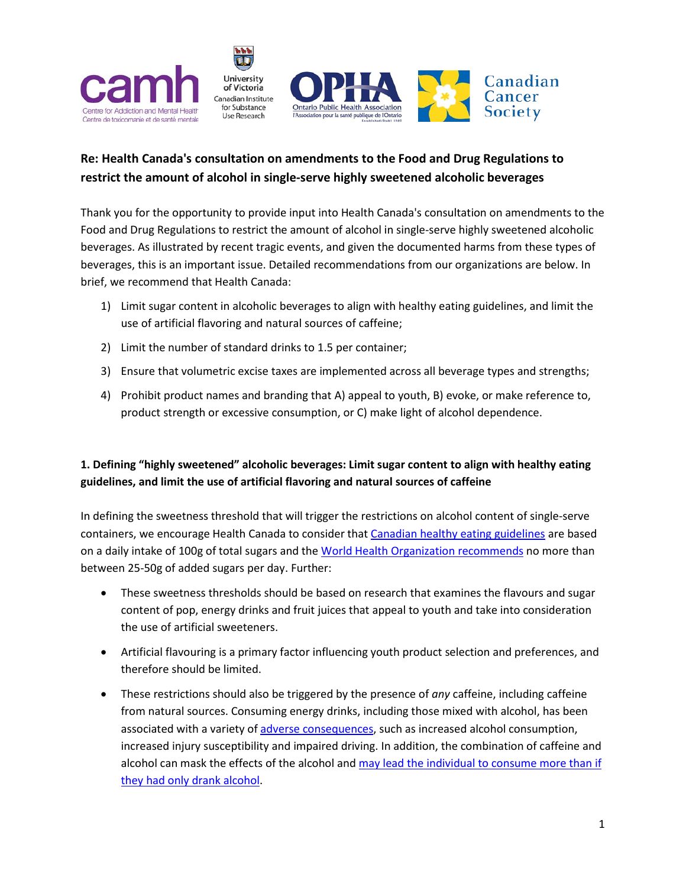**Re: Health Canada's consultation on amendments to the Food and Drug Regulations to restrict the amount of alcohol in single-serve highly sweetened alcoholic beverages**

Thank you for the opportunity to provide input into Health Canada's consultation on amendments to the Food and Drug Regulations to restrict the amount of alcohol in single-serve highly sweetened alcoholic beverages. As illustrated by recent tragic events, and given the documented harms from these types of beverages, this is an important issue. Detailed recommendations from our organizations are below. In brief, we recommend that Health Canada:

1) Limit sugar content in alcoholic beverages to align with healthy eating guidelines, and limit the use of artificial flavoring and natural sources of caffeine;
2) Limit the number of standard drinks to 1.5 per container;
3) Ensure that volumetric excise taxes are implemented across all beverage types and strengths;
4) Prohibit product names and branding that A) appeal to youth, B) evoke, or make reference to, product strength or excessive consumption, or C) make light of alcohol dependence.

**1. Defining "highly sweetened" alcoholic beverages: Limit sugar content to align with healthy eating guidelines, and limit the use of artificial flavoring and natural sources of caffeine**

In defining the sweetness threshold that will trigger the restrictions on alcohol content of single-serve containers, we encourage Health Canada to consider that Canadian healthy eating guidelines are based on a daily intake of 100g of total sugars and the World Health Organization recommends no more than between 25-50g of added sugars per day. Further:

- These sweetness thresholds should be based on research that examines the flavours and sugar content of pop, energy drinks and fruit juices that appeal to youth and take into consideration the use of artificial sweeteners.
- Artificial flavouring is a primary factor influencing youth product selection and preferences, and therefore should be limited.
- These restrictions should also be triggered by the presence of *any* caffeine, including caffeine from natural sources. Consuming energy drinks, including those mixed with alcohol, has been associated with a variety of adverse consequences, such as increased alcohol consumption, increased injury susceptibility and impaired driving. In addition, the combination of caffeine and alcohol can mask the effects of the alcohol and may lead the individual to consume more than if they had only drank alcohol.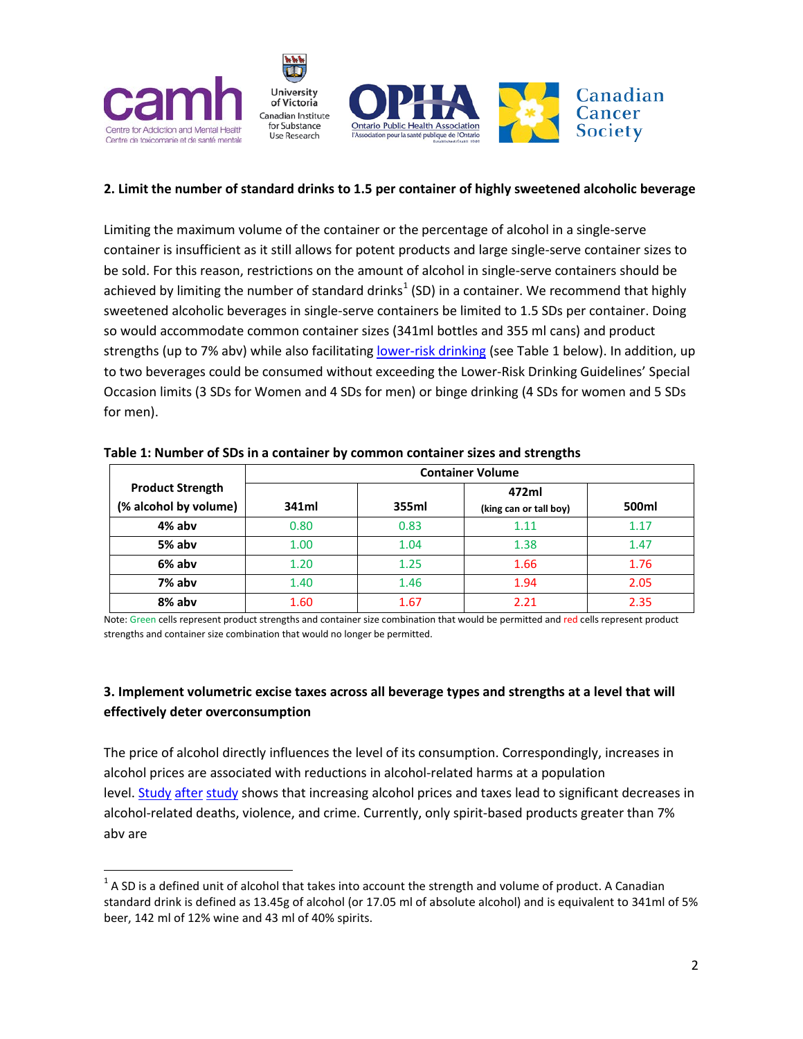### 2. Limit the number of standard drinks to 1.5 per container of highly sweetened alcoholic beverage

Limiting the maximum volume of the container or the percentage of alcohol in a single-serve container is insufficient as it still allows for potent products and large single-serve container sizes to be sold. For this reason, restrictions on the amount of alcohol in single-serve containers should be achieved by limiting the number of standard drinks[1] (SD) in a container. We recommend that highly sweetened alcoholic beverages in single-serve containers be limited to 1.5 SDs per container. Doing so would accommodate common container sizes (341ml bottles and 355 ml cans) and product strengths (up to 7% abv) while also facilitating lower-risk drinking (see Table 1 below). In addition, up to two beverages could be consumed without exceeding the Lower-Risk Drinking Guidelines' Special Occasion limits (3 SDs for Women and 4 SDs for men) or binge drinking (4 SDs for women and 5 SDs for men).

**Table 1: Number of SDs in a container by common container sizes and strengths**

| Product Strength (% alcohol by volume) | Container Volume | | | |
|---|---|---|---|---|
| | 341ml | 355ml | 472ml (king can or tall boy) | 500ml |
| 4% abv | 0.80 | 0.83 | 1.11 | 1.17 |
| 5% abv | 1.00 | 1.04 | 1.38 | 1.47 |
| 6% abv | 1.20 | 1.25 | 1.66 | 1.76 |
| 7% abv | 1.40 | 1.46 | 1.94 | 2.05 |
| 8% abv | 1.60 | 1.67 | 2.21 | 2.35 |

Note: Green cells represent product strengths and container size combination that would be permitted and red cells represent product strengths and container size combination that would no longer be permitted.

### 3. Implement volumetric excise taxes across all beverage types and strengths at a level that will effectively deter overconsumption

The price of alcohol directly influences the level of its consumption. Correspondingly, increases in alcohol prices are associated with reductions in alcohol-related harms at a population level. Study after study shows that increasing alcohol prices and taxes lead to significant decreases in alcohol-related deaths, violence, and crime. Currently, only spirit-based products greater than 7% abv are

---

[1] A SD is a defined unit of alcohol that takes into account the strength and volume of product. A Canadian standard drink is defined as 13.45g of alcohol (or 17.05 ml of absolute alcohol) and is equivalent to 341ml of 5% beer, 142 ml of 12% wine and 43 ml of 40% spirits.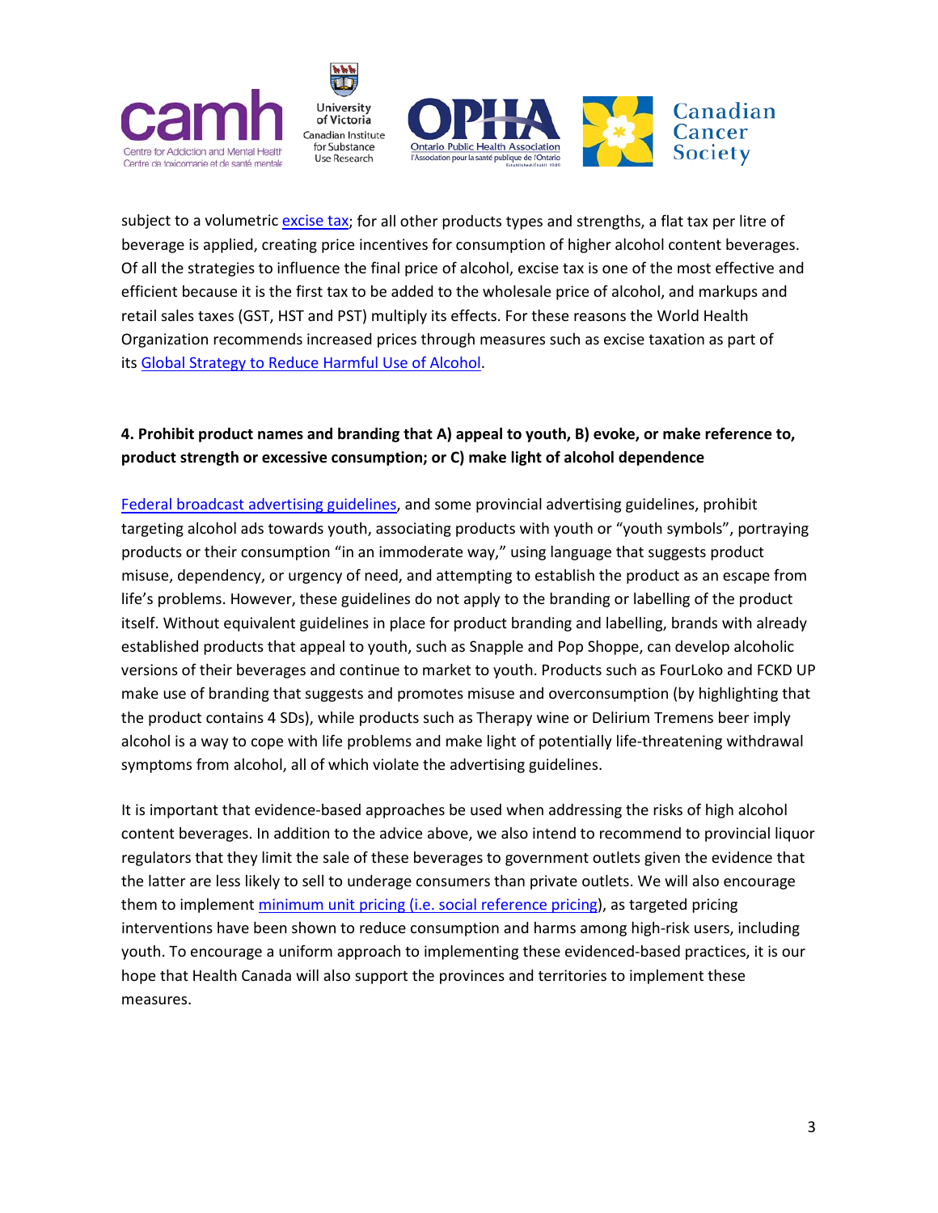subject to a volumetric [excise tax](); for all other products types and strengths, a flat tax per litre of beverage is applied, creating price incentives for consumption of higher alcohol content beverages. Of all the strategies to influence the final price of alcohol, excise tax is one of the most effective and efficient because it is the first tax to be added to the wholesale price of alcohol, and markups and retail sales taxes (GST, HST and PST) multiply its effects. For these reasons the World Health Organization recommends increased prices through measures such as excise taxation as part of its [Global Strategy to Reduce Harmful Use of Alcohol]().

**4. Prohibit product names and branding that A) appeal to youth, B) evoke, or make reference to, product strength or excessive consumption; or C) make light of alcohol dependence**

[Federal broadcast advertising guidelines](), and some provincial advertising guidelines, prohibit targeting alcohol ads towards youth, associating products with youth or "youth symbols", portraying products or their consumption "in an immoderate way," using language that suggests product misuse, dependency, or urgency of need, and attempting to establish the product as an escape from life's problems. However, these guidelines do not apply to the branding or labelling of the product itself. Without equivalent guidelines in place for product branding and labelling, brands with already established products that appeal to youth, such as Snapple and Pop Shoppe, can develop alcoholic versions of their beverages and continue to market to youth. Products such as FourLoko and FCKD UP make use of branding that suggests and promotes misuse and overconsumption (by highlighting that the product contains 4 SDs), while products such as Therapy wine or Delirium Tremens beer imply alcohol is a way to cope with life problems and make light of potentially life-threatening withdrawal symptoms from alcohol, all of which violate the advertising guidelines.

It is important that evidence-based approaches be used when addressing the risks of high alcohol content beverages. In addition to the advice above, we also intend to recommend to provincial liquor regulators that they limit the sale of these beverages to government outlets given the evidence that the latter are less likely to sell to underage consumers than private outlets. We will also encourage them to implement [minimum unit pricing (i.e. social reference pricing)](), as targeted pricing interventions have been shown to reduce consumption and harms among high-risk users, including youth. To encourage a uniform approach to implementing these evidenced-based practices, it is our hope that Health Canada will also support the provinces and territories to implement these measures.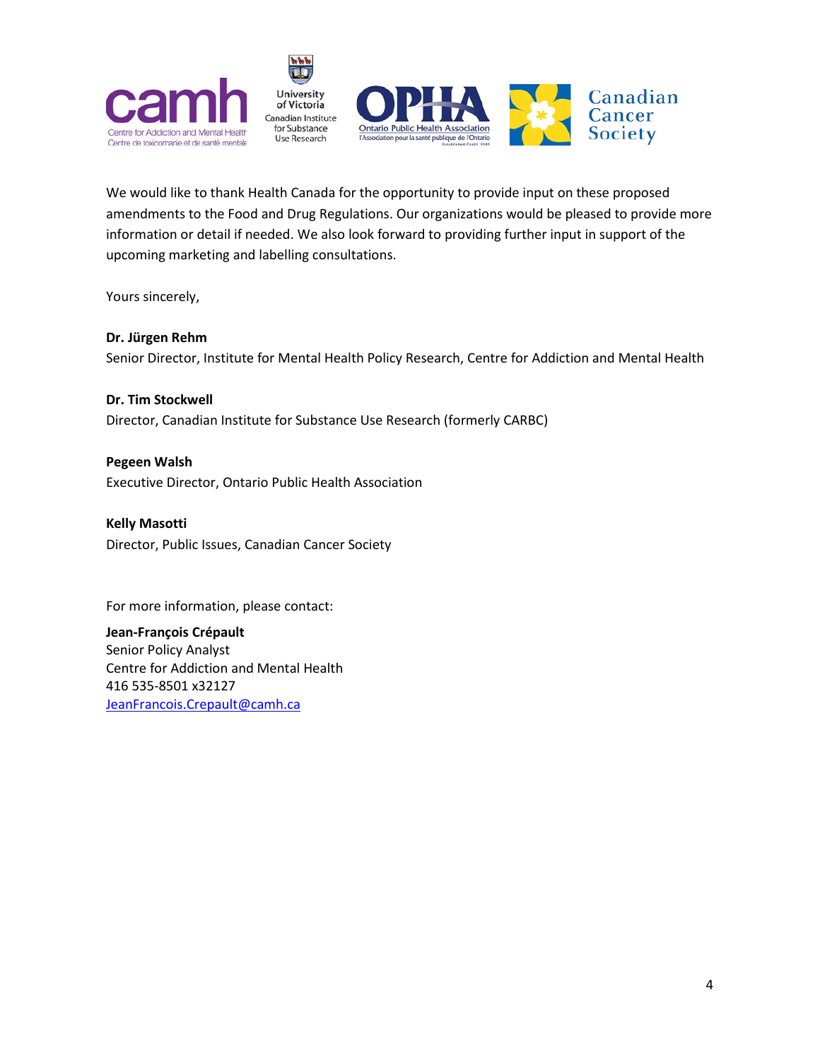We would like to thank Health Canada for the opportunity to provide input on these proposed amendments to the Food and Drug Regulations. Our organizations would be pleased to provide more information or detail if needed. We also look forward to providing further input in support of the upcoming marketing and labelling consultations.

Yours sincerely,

**Dr. Jürgen Rehm**
Senior Director, Institute for Mental Health Policy Research, Centre for Addiction and Mental Health

**Dr. Tim Stockwell**
Director, Canadian Institute for Substance Use Research (formerly CARBC)

**Pegeen Walsh**
Executive Director, Ontario Public Health Association

**Kelly Masotti**
Director, Public Issues, Canadian Cancer Society

For more information, please contact:

**Jean-François Crépault**
Senior Policy Analyst
Centre for Addiction and Mental Health
416 535-8501 x32127
JeanFrancois.Crepault@camh.ca